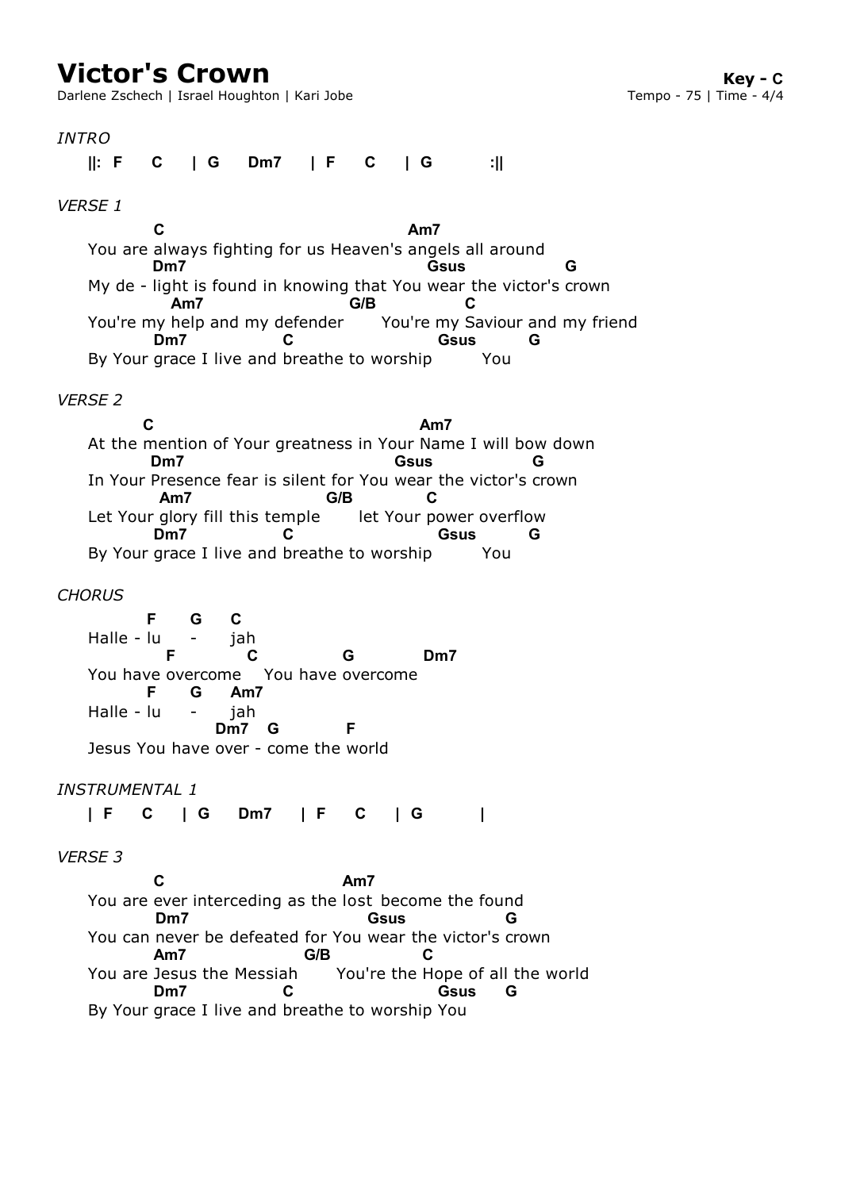# Victor's Crown

**Key - C**

Darlene Zschech | Israel Houghton | Kari Jobe

Tempo - 75 | Time - 4/4

*INTRO*

```
||:  F     C    | G    Dm7    | F     C    | G         :||
```

*VERSE 1*

```
          C                                    Am7
You are always fighting for us Heaven's angels all around
        Dm7                                   Gsus              G
My de - light is found in knowing that You wear the victor's crown
           Am7                       G/B           C
You're my help and my defender      You're my Saviour and my friend
        Dm7              C                    Gsus         G
By Your grace I live and breathe to worship         You
```

*VERSE 2*

```
        C                                        Am7
At the mention of Your greatness in Your Name I will bow down
         Dm7                                 Gsus              G
In Your Presence fear is silent for You wear the victor's crown
          Am7                      G/B         C
Let Your glory fill this temple       let Your power overflow
        Dm7              C                    Gsus         G
By Your grace I live and breathe to worship         You
```

*CHORUS*

```
        F      G     C
Halle - lu     -     jah
           F           C              G            Dm7
You have overcome   You have overcome
        F      G     Am7
Halle - lu     -     jah
                Dm7   G          F
Jesus You have over - come the world
```

*INSTRUMENTAL 1*

```
| F     C    | G    Dm7    | F     C    | G         |
```

*VERSE 3*

```
          C                          Am7
You are ever interceding as the lost become the found
         Dm7                            Gsus            G
You can never be defeated for You wear the victor's crown
         Am7                  G/B          C
You are Jesus the Messiah       You're the Hope of all the world
        Dm7              C                    Gsus     G
By Your grace I live and breathe to worship You
```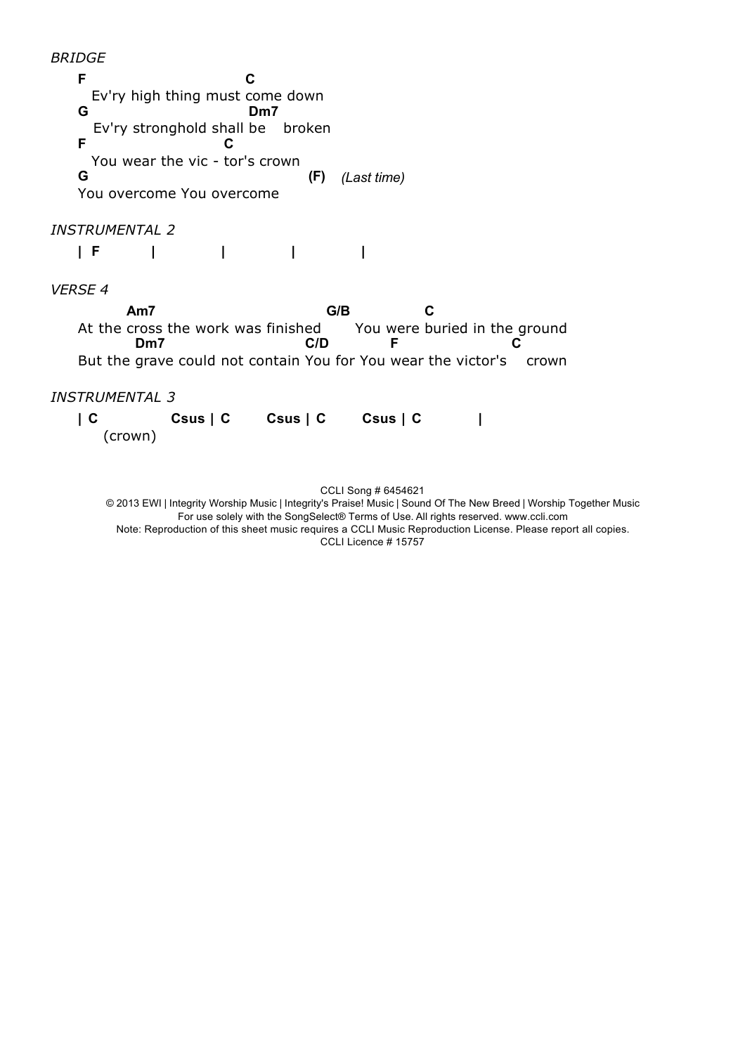*BRIDGE*

```
F                          C
  Ev'ry high thing must come down
G                           Dm7
  Ev'ry stronghold shall be   broken
F                       C
  You wear the vic - tor's crown
G                                  (F)  (Last time)
You overcome You overcome
```

*INSTRUMENTAL 2*

```
| F       |         |         |         |
```

*VERSE 4*

```
       Am7                           G/B         C
At the cross the work was finished     You were buried in the ground
        Dm7                         C/D        F                C
But the grave could not contain You for You wear the victor's    crown
```

*INSTRUMENTAL 3*

```
| C          Csus | C      Csus | C      Csus | C          |
   (crown)
```

CCLI Song # 6454621
© 2013 EWI | Integrity Worship Music | Integrity's Praise! Music | Sound Of The New Breed | Worship Together Music
For use solely with the SongSelect® Terms of Use. All rights reserved. www.ccli.com
Note: Reproduction of this sheet music requires a CCLI Music Reproduction License. Please report all copies.
CCLI Licence # 15757